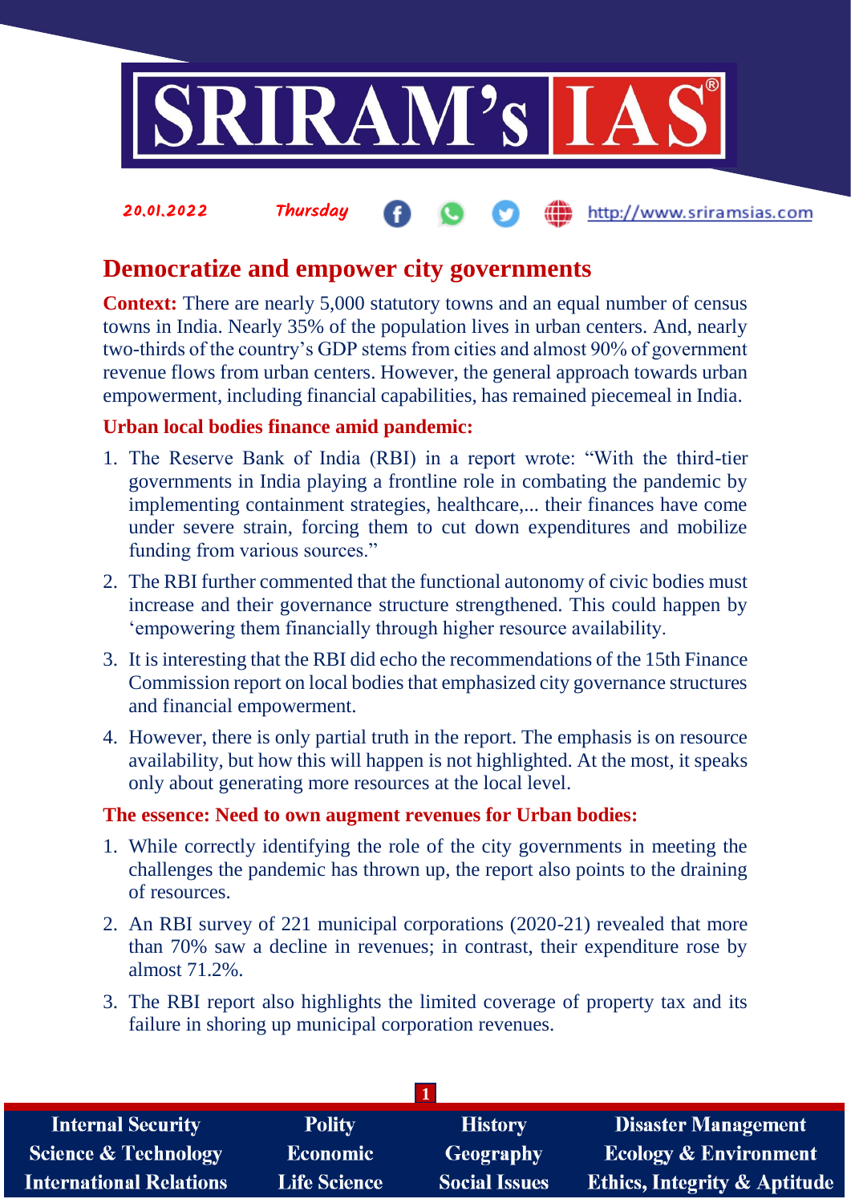20.01.2022 Thursday

# Democratize and empower city governments

**Context:** There are nearly 5,000 statutory towns and an equal number of census towns in India. Nearly 35% of the population lives in urban centers. And, nearly two-thirds of the country's GDP stems from cities and almost 90% of government revenue flows from urban centers. However, the general approach towards urban empowerment, including financial capabilities, has remained piecemeal in India.

## Urban local bodies finance amid pandemic:

1. The Reserve Bank of India (RBI) in a report wrote: "With the third-tier governments in India playing a frontline role in combating the pandemic by implementing containment strategies, healthcare,... their finances have come under severe strain, forcing them to cut down expenditures and mobilize funding from various sources."
2. The RBI further commented that the functional autonomy of civic bodies must increase and their governance structure strengthened. This could happen by 'empowering them financially through higher resource availability.
3. It is interesting that the RBI did echo the recommendations of the 15th Finance Commission report on local bodies that emphasized city governance structures and financial empowerment.
4. However, there is only partial truth in the report. The emphasis is on resource availability, but how this will happen is not highlighted. At the most, it speaks only about generating more resources at the local level.

## The essence: Need to own augment revenues for Urban bodies:

1. While correctly identifying the role of the city governments in meeting the challenges the pandemic has thrown up, the report also points to the draining of resources.
2. An RBI survey of 221 municipal corporations (2020-21) revealed that more than 70% saw a decline in revenues; in contrast, their expenditure rose by almost 71.2%.
3. The RBI report also highlights the limited coverage of property tax and its failure in shoring up municipal corporation revenues.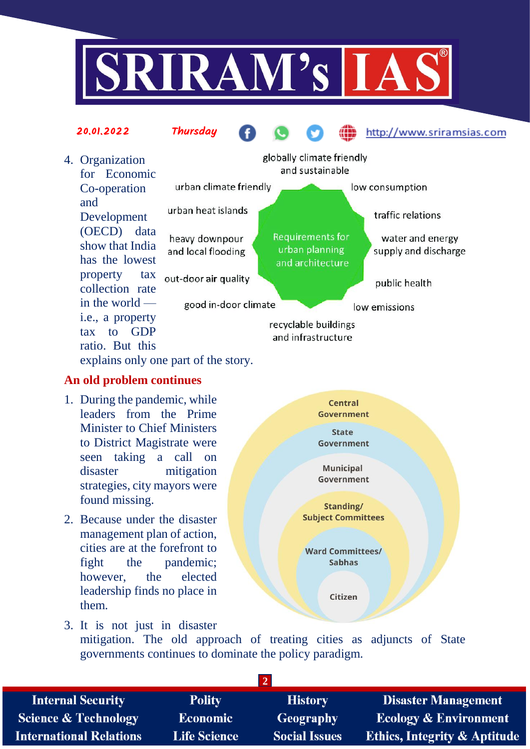4. Organization for Economic Co-operation and Development (OECD) data show that India has the lowest property tax collection rate in the world — i.e., a property tax to GDP ratio. But this explains only one part of the story.

Requirements for urban planning and architecture:

- globally climate friendly and sustainable
- low consumption
- traffic relations
- water and energy supply and discharge
- public health
- low emissions
- recyclable buildings and infrastructure
- good in-door climate
- out-door air quality
- heavy downpour and local flooding
- urban heat islands
- urban climate friendly

## An old problem continues

1. During the pandemic, while leaders from the Prime Minister to Chief Ministers to District Magistrate were seen taking a call on disaster mitigation strategies, city mayors were found missing.
2. Because under the disaster management plan of action, cities are at the forefront to fight the pandemic; however, the elected leadership finds no place in them.
3. It is not just in disaster mitigation. The old approach of treating cities as adjuncts of State governments continues to dominate the policy paradigm.

- Central Government
- State Government
- Municipal Government
- Standing/ Subject Committees
- Ward Committees/ Sabhas
- Citizen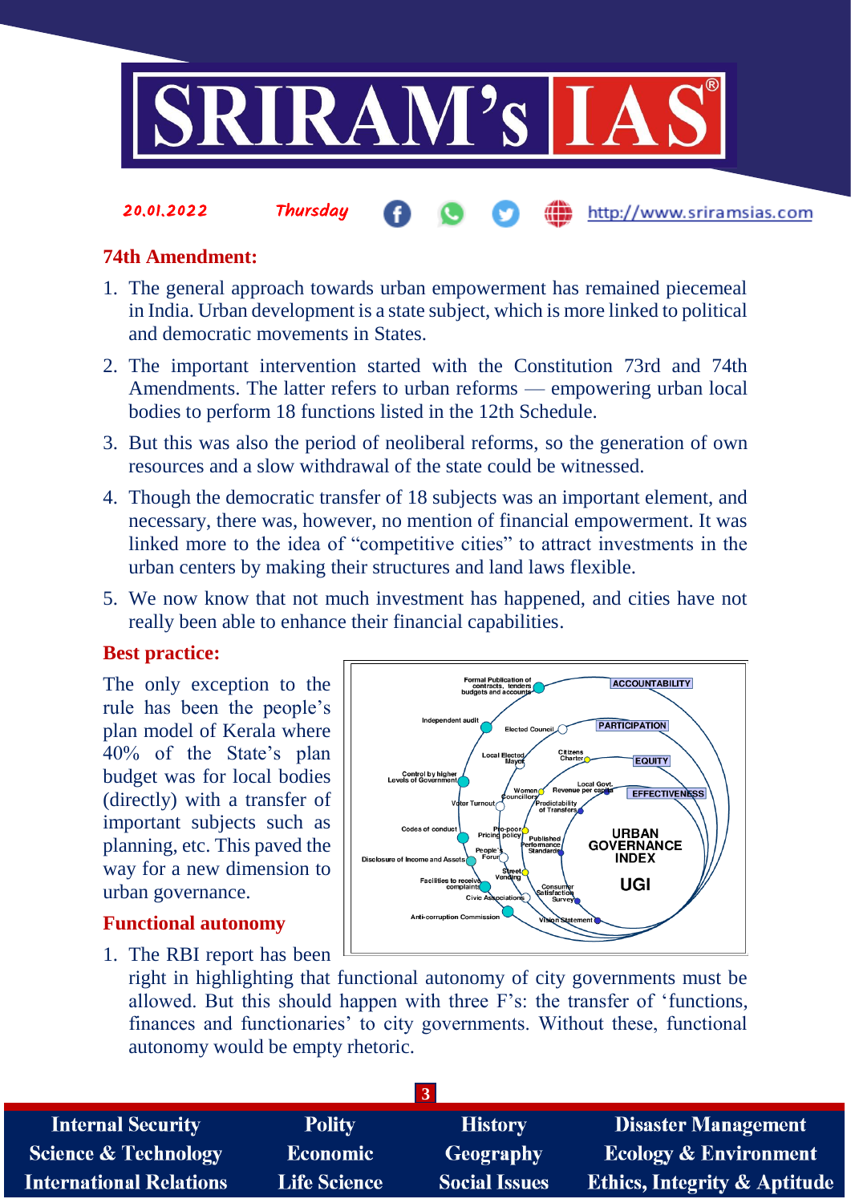### 74th Amendment:

1. The general approach towards urban empowerment has remained piecemeal in India. Urban development is a state subject, which is more linked to political and democratic movements in States.
2. The important intervention started with the Constitution 73rd and 74th Amendments. The latter refers to urban reforms — empowering urban local bodies to perform 18 functions listed in the 12th Schedule.
3. But this was also the period of neoliberal reforms, so the generation of own resources and a slow withdrawal of the state could be witnessed.
4. Though the democratic transfer of 18 subjects was an important element, and necessary, there was, however, no mention of financial empowerment. It was linked more to the idea of "competitive cities" to attract investments in the urban centers by making their structures and land laws flexible.
5. We now know that not much investment has happened, and cities have not really been able to enhance their financial capabilities.

### Best practice:

The only exception to the rule has been the people's plan model of Kerala where 40% of the State's plan budget was for local bodies (directly) with a transfer of important subjects such as planning, etc. This paved the way for a new dimension to urban governance.

### Functional autonomy

1. The RBI report has been right in highlighting that functional autonomy of city governments must be allowed. But this should happen with three F's: the transfer of 'functions, finances and functionaries' to city governments. Without these, functional autonomy would be empty rhetoric.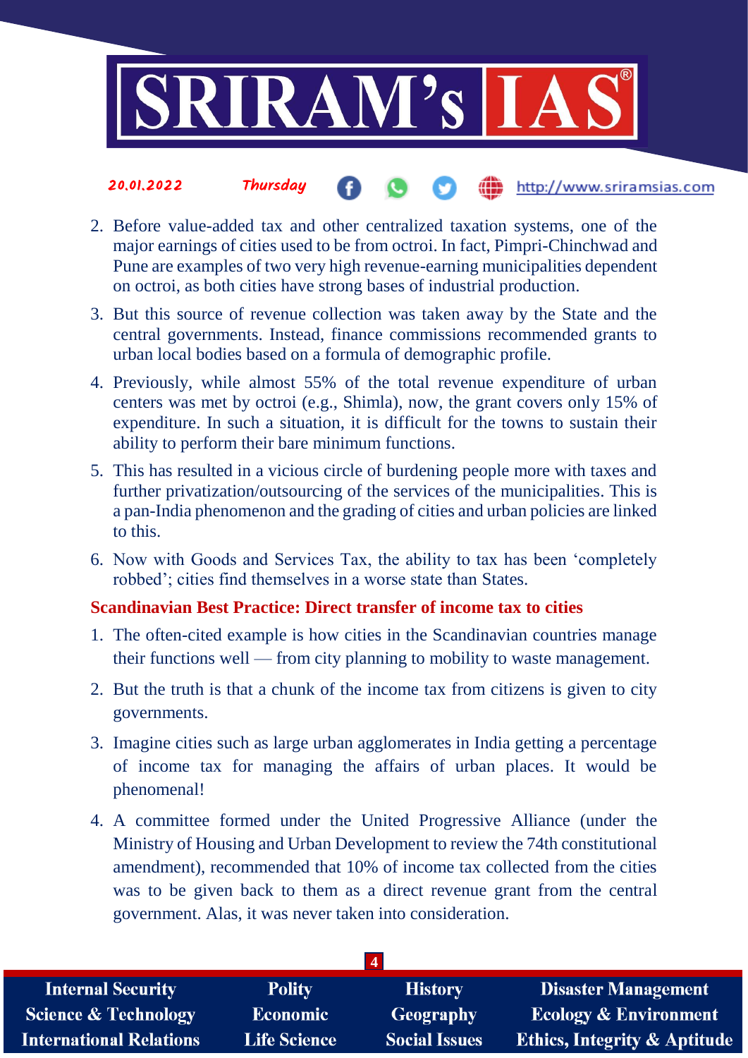2. Before value-added tax and other centralized taxation systems, one of the major earnings of cities used to be from octroi. In fact, Pimpri-Chinchwad and Pune are examples of two very high revenue-earning municipalities dependent on octroi, as both cities have strong bases of industrial production.
3. But this source of revenue collection was taken away by the State and the central governments. Instead, finance commissions recommended grants to urban local bodies based on a formula of demographic profile.
4. Previously, while almost 55% of the total revenue expenditure of urban centers was met by octroi (e.g., Shimla), now, the grant covers only 15% of expenditure. In such a situation, it is difficult for the towns to sustain their ability to perform their bare minimum functions.
5. This has resulted in a vicious circle of burdening people more with taxes and further privatization/outsourcing of the services of the municipalities. This is a pan-India phenomenon and the grading of cities and urban policies are linked to this.
6. Now with Goods and Services Tax, the ability to tax has been 'completely robbed'; cities find themselves in a worse state than States.

**Scandinavian Best Practice: Direct transfer of income tax to cities**

1. The often-cited example is how cities in the Scandinavian countries manage their functions well — from city planning to mobility to waste management.
2. But the truth is that a chunk of the income tax from citizens is given to city governments.
3. Imagine cities such as large urban agglomerates in India getting a percentage of income tax for managing the affairs of urban places. It would be phenomenal!
4. A committee formed under the United Progressive Alliance (under the Ministry of Housing and Urban Development to review the 74th constitutional amendment), recommended that 10% of income tax collected from the cities was to be given back to them as a direct revenue grant from the central government. Alas, it was never taken into consideration.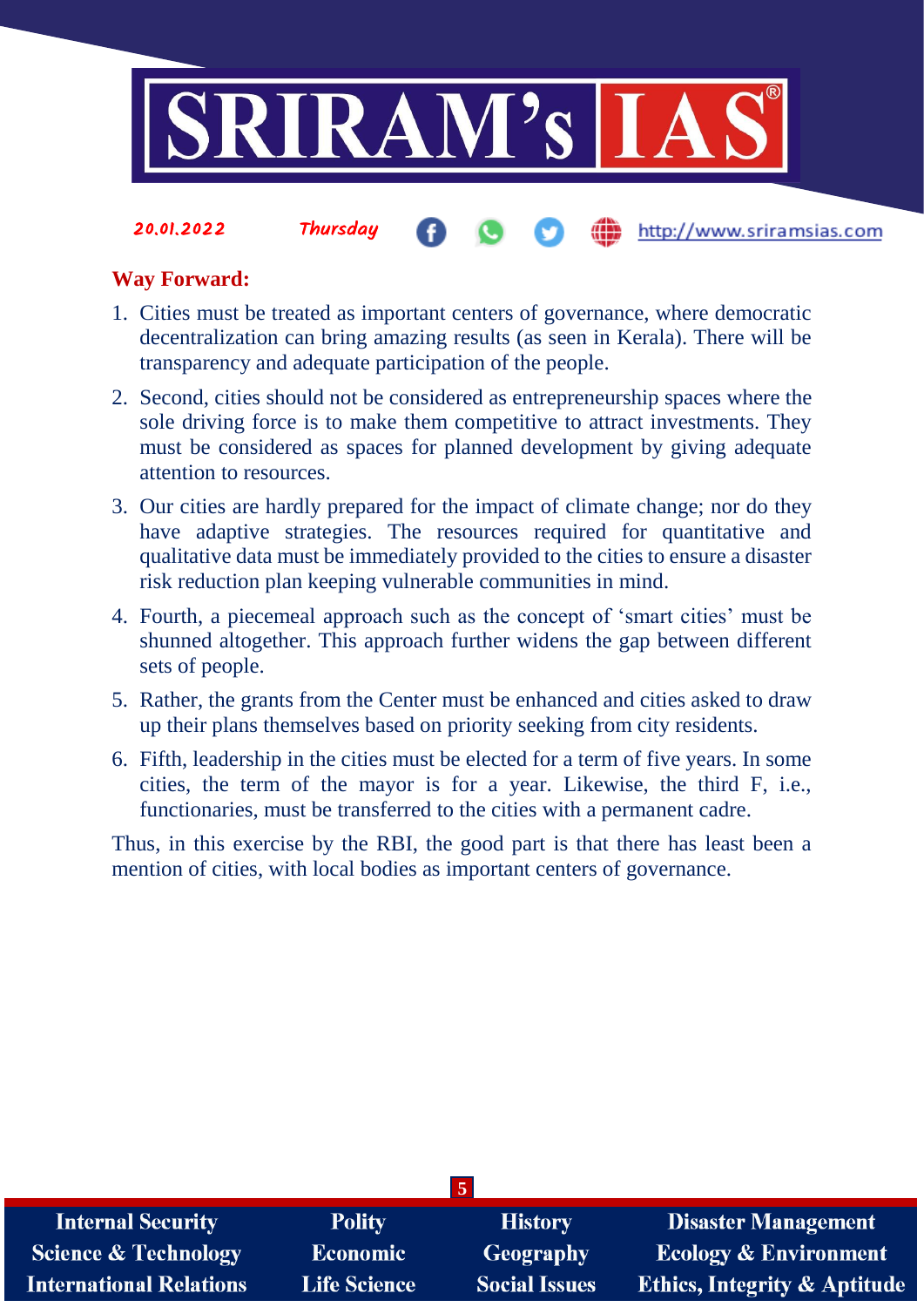**Way Forward:**

1. Cities must be treated as important centers of governance, where democratic decentralization can bring amazing results (as seen in Kerala). There will be transparency and adequate participation of the people.
2. Second, cities should not be considered as entrepreneurship spaces where the sole driving force is to make them competitive to attract investments. They must be considered as spaces for planned development by giving adequate attention to resources.
3. Our cities are hardly prepared for the impact of climate change; nor do they have adaptive strategies. The resources required for quantitative and qualitative data must be immediately provided to the cities to ensure a disaster risk reduction plan keeping vulnerable communities in mind.
4. Fourth, a piecemeal approach such as the concept of 'smart cities' must be shunned altogether. This approach further widens the gap between different sets of people.
5. Rather, the grants from the Center must be enhanced and cities asked to draw up their plans themselves based on priority seeking from city residents.
6. Fifth, leadership in the cities must be elected for a term of five years. In some cities, the term of the mayor is for a year. Likewise, the third F, i.e., functionaries, must be transferred to the cities with a permanent cadre.

Thus, in this exercise by the RBI, the good part is that there has least been a mention of cities, with local bodies as important centers of governance.